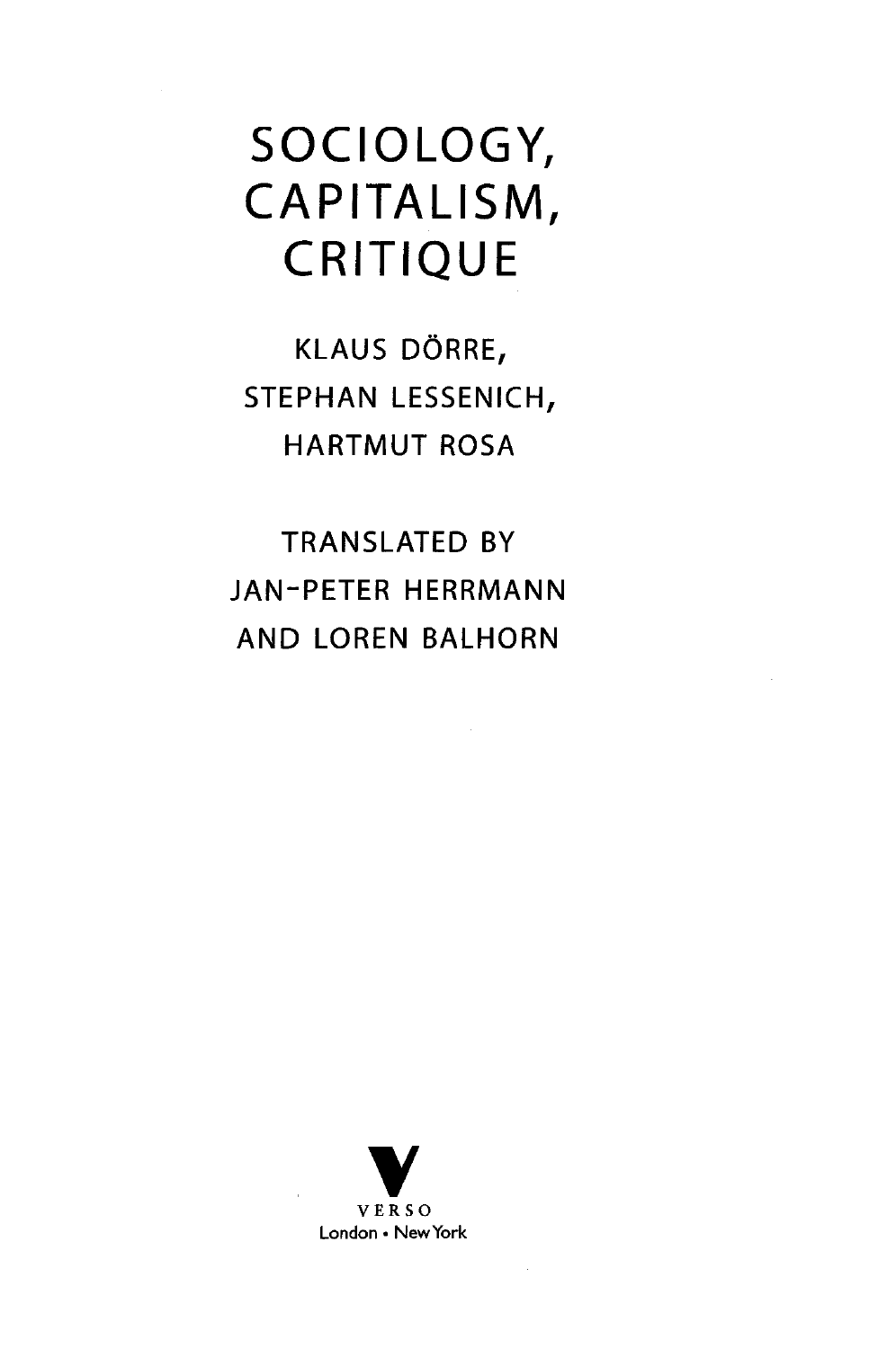# SOCIOLOGY, CAPITALISM, CRITIQUE

KLAUS DÖRRE,
STEPHAN LESSENICH,
HARTMUT ROSA

TRANSLATED BY
JAN-PETER HERRMANN
AND LOREN BALHORN

VERSO
London • New York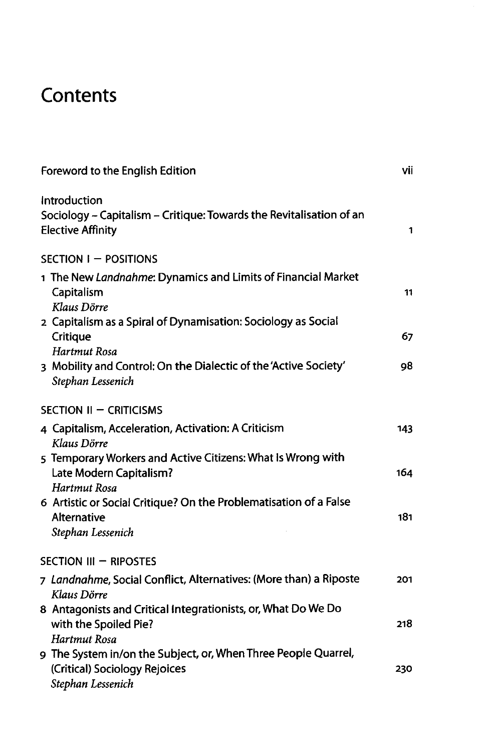# Contents

Foreword to the English Edition vii

Introduction
Sociology – Capitalism – Critique: Towards the Revitalisation of an Elective Affinity 1

SECTION I – POSITIONS

1 The New *Landnahme*: Dynamics and Limits of Financial Market Capitalism 11
*Klaus Dörre*

2 Capitalism as a Spiral of Dynamisation: Sociology as Social Critique 67
*Hartmut Rosa*

3 Mobility and Control: On the Dialectic of the 'Active Society' 98
*Stephan Lessenich*

SECTION II – CRITICISMS

4 Capitalism, Acceleration, Activation: A Criticism 143
*Klaus Dörre*

5 Temporary Workers and Active Citizens: What Is Wrong with Late Modern Capitalism? 164
*Hartmut Rosa*

6 Artistic or Social Critique? On the Problematisation of a False Alternative 181
*Stephan Lessenich*

SECTION III – RIPOSTES

7 *Landnahme*, Social Conflict, Alternatives: (More than) a Riposte 201
*Klaus Dörre*

8 Antagonists and Critical Integrationists, or, What Do We Do with the Spoiled Pie? 218
*Hartmut Rosa*

9 The System in/on the Subject, or, When Three People Quarrel, (Critical) Sociology Rejoices 230
*Stephan Lessenich*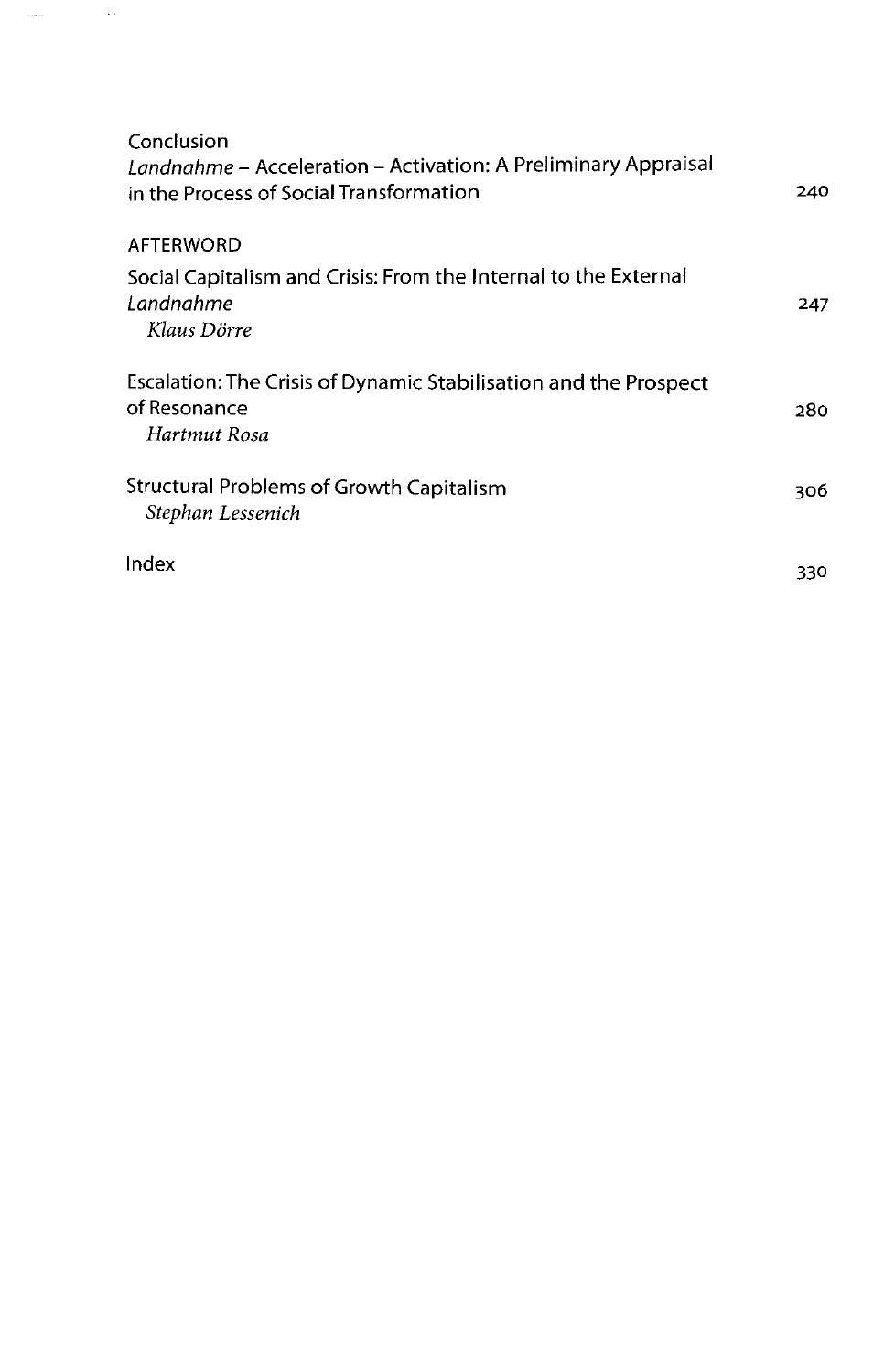Conclusion
*Landnahme* – Acceleration – Activation: A Preliminary Appraisal in the Process of Social Transformation 240

AFTERWORD

Social Capitalism and Crisis: From the Internal to the External *Landnahme* 247
*Klaus Dörre*

Escalation: The Crisis of Dynamic Stabilisation and the Prospect of Resonance 280
*Hartmut Rosa*

Structural Problems of Growth Capitalism 306
*Stephan Lessenich*

Index 330